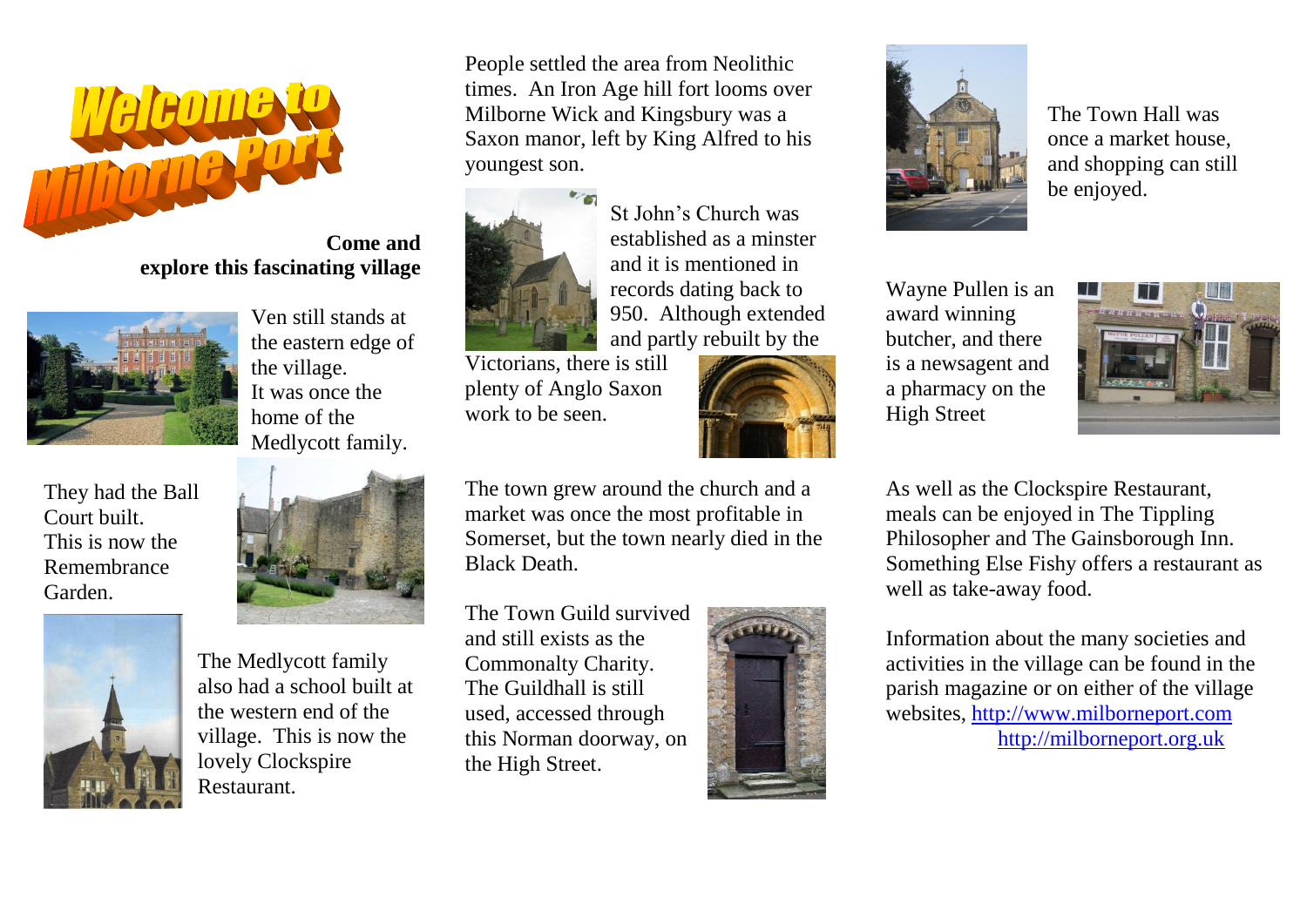# Welcome to Milborne Port

**Come and explore this fascinating village**

Ven still stands at the eastern edge of the village. It was once the home of the Medlycott family.

They had the Ball Court built. This is now the Remembrance Garden.

The Medlycott family also had a school built at the western end of the village. This is now the lovely Clockspire Restaurant.

People settled the area from Neolithic times. An Iron Age hill fort looms over Milborne Wick and Kingsbury was a Saxon manor, left by King Alfred to his youngest son.

St John's Church was established as a minster and it is mentioned in records dating back to 950. Although extended and partly rebuilt by the Victorians, there is still plenty of Anglo Saxon work to be seen.

The town grew around the church and a market was once the most profitable in Somerset, but the town nearly died in the Black Death.

The Town Guild survived and still exists as the Commonalty Charity. The Guildhall is still used, accessed through this Norman doorway, on the High Street.

The Town Hall was once a market house, and shopping can still be enjoyed.

Wayne Pullen is an award winning butcher, and there is a newsagent and a pharmacy on the High Street

As well as the Clockspire Restaurant, meals can be enjoyed in The Tippling Philosopher and The Gainsborough Inn. Something Else Fishy offers a restaurant as well as take-away food.

Information about the many societies and activities in the village can be found in the parish magazine or on either of the village websites, http://www.milborneport.com http://milborneport.org.uk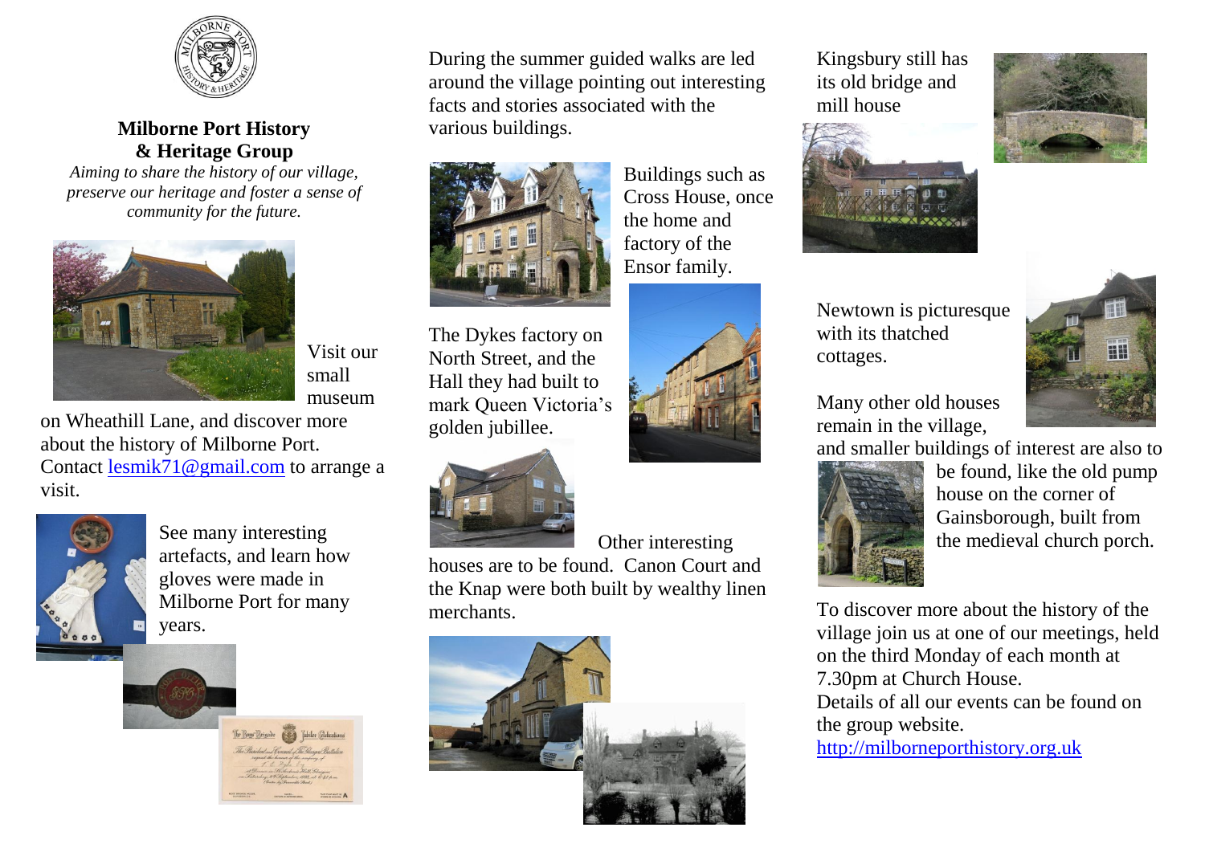**Milborne Port History & Heritage Group**

*Aiming to share the history of our village, preserve our heritage and foster a sense of community for the future.*

Visit our small museum on Wheathill Lane, and discover more about the history of Milborne Port. Contact lesmik71@gmail.com to arrange a visit.

See many interesting artefacts, and learn how gloves were made in Milborne Port for many years.

During the summer guided walks are led around the village pointing out interesting facts and stories associated with the various buildings.

Buildings such as Cross House, once the home and factory of the Ensor family.

The Dykes factory on North Street, and the Hall they had built to mark Queen Victoria's golden jubillee.

Other interesting houses are to be found. Canon Court and the Knap were both built by wealthy linen merchants.

Kingsbury still has its old bridge and mill house

Newtown is picturesque with its thatched cottages.

Many other old houses remain in the village, and smaller buildings of interest are also to be found, like the old pump house on the corner of Gainsborough, built from the medieval church porch.

To discover more about the history of the village join us at one of our meetings, held on the third Monday of each month at 7.30pm at Church House.

Details of all our events can be found on the group website.

http://milborneporthistory.org.uk